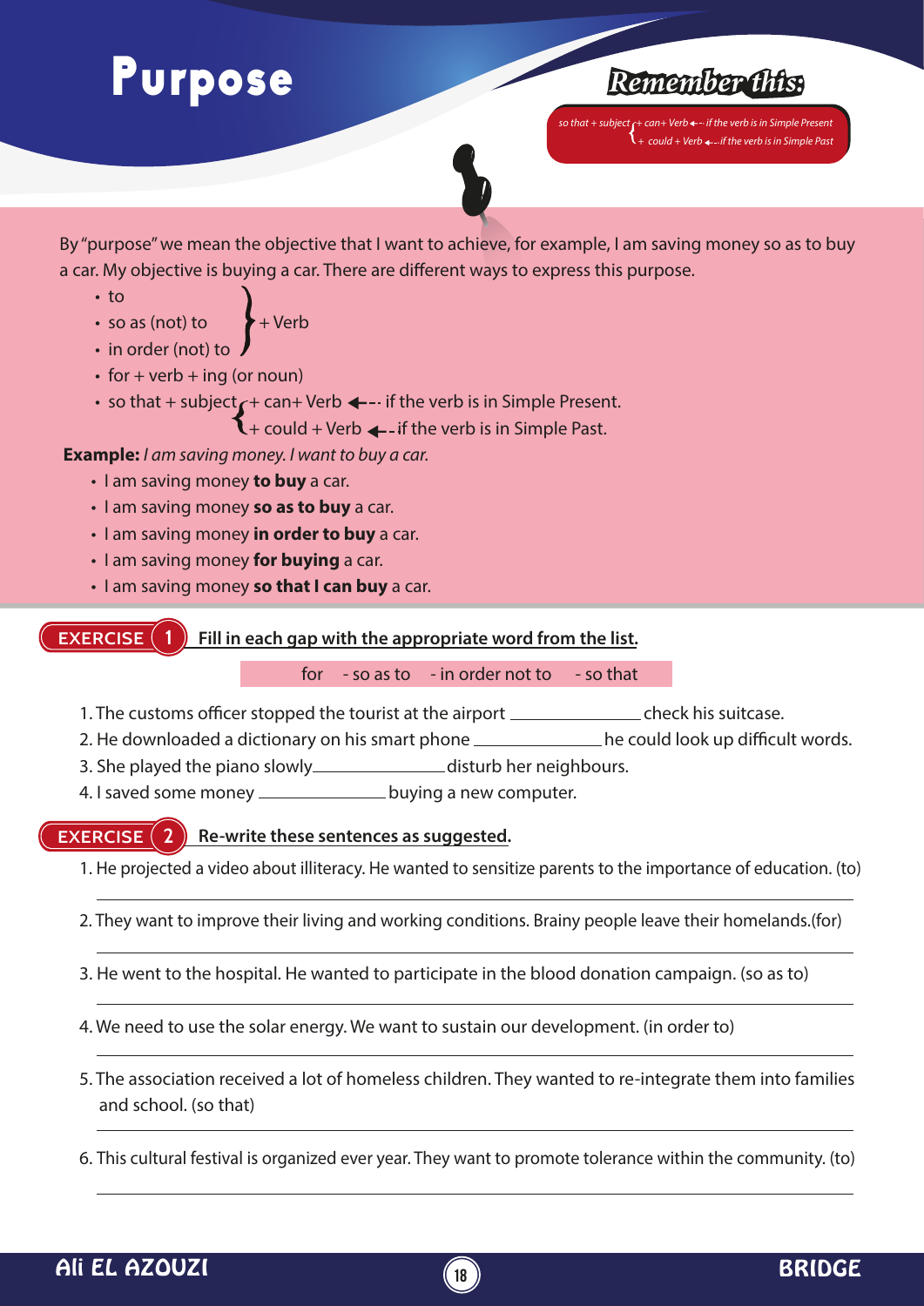# Purpose

**Remember this:**

so that + subject { + can + Verb ←-- if the verb is in Simple Present
+ could + Verb ←-- if the verb is in Simple Past

By "purpose" we mean the objective that I want to achieve, for example, I am saving money so as to buy a car. My objective is buying a car. There are different ways to express this purpose.

- to
- so as (not) to
- in order (not) to

} + Verb

- for + verb + ing (or noun)
- so that + subject { + can + Verb ←-- if the verb is in Simple Present.
  + could + Verb ←-- if the verb is in Simple Past.

**Example:** *I am saving money. I want to buy a car.*

- I am saving money **to buy** a car.
- I am saving money **so as to buy** a car.
- I am saving money **in order to buy** a car.
- I am saving money **for buying** a car.
- I am saving money **so that I can buy** a car.

## EXERCISE 1 Fill in each gap with the appropriate word from the list.

for - so as to - in order not to - so that

1. The customs officer stopped the tourist at the airport _____________ check his suitcase.
2. He downloaded a dictionary on his smart phone _____________ he could look up difficult words.
3. She played the piano slowly_____________ disturb her neighbours.
4. I saved some money _____________ buying a new computer.

## EXERCISE 2 Re-write these sentences as suggested.

1. He projected a video about illiteracy. He wanted to sensitize parents to the importance of education. (to)

_______________________________________________

2. They want to improve their living and working conditions. Brainy people leave their homelands.(for)

_______________________________________________

3. He went to the hospital. He wanted to participate in the blood donation campaign. (so as to)

_______________________________________________

4. We need to use the solar energy. We want to sustain our development. (in order to)

_______________________________________________

5. The association received a lot of homeless children. They wanted to re-integrate them into families and school. (so that)

_______________________________________________

6. This cultural festival is organized ever year. They want to promote tolerance within the community. (to)

_______________________________________________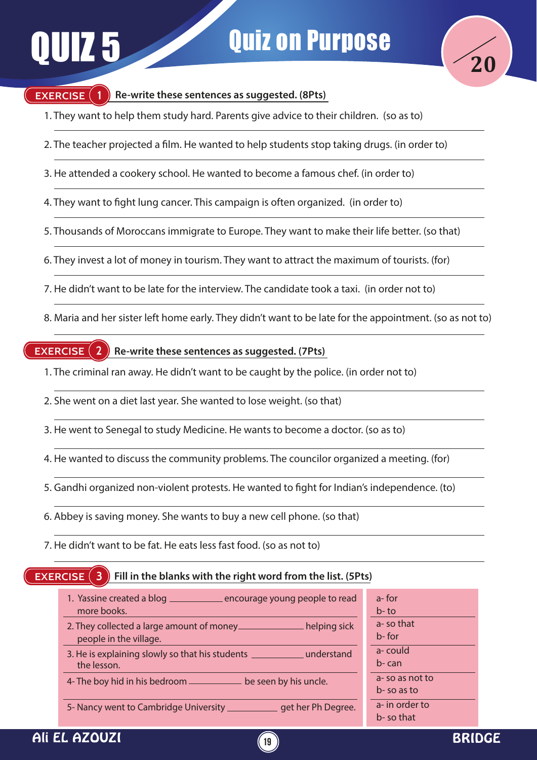# QUIZ 5

## Quiz on Purpose

/20

### EXERCISE 1 Re-write these sentences as suggested. (8Pts)

1. They want to help them study hard. Parents give advice to their children. (so as to)
2. The teacher projected a film. He wanted to help students stop taking drugs. (in order to)
3. He attended a cookery school. He wanted to become a famous chef. (in order to)
4. They want to fight lung cancer. This campaign is often organized. (in order to)
5. Thousands of Moroccans immigrate to Europe. They want to make their life better. (so that)
6. They invest a lot of money in tourism. They want to attract the maximum of tourists. (for)
7. He didn't want to be late for the interview. The candidate took a taxi. (in order not to)
8. Maria and her sister left home early. They didn't want to be late for the appointment. (so as not to)

### EXERCISE 2 Re-write these sentences as suggested. (7Pts)

1. The criminal ran away. He didn't want to be caught by the police. (in order not to)
2. She went on a diet last year. She wanted to lose weight. (so that)
3. He went to Senegal to study Medicine. He wants to become a doctor. (so as to)
4. He wanted to discuss the community problems. The councilor organized a meeting. (for)
5. Gandhi organized non-violent protests. He wanted to fight for Indian's independence. (to)
6. Abbey is saving money. She wants to buy a new cell phone. (so that)
7. He didn't want to be fat. He eats less fast food. (so as not to)

### EXERCISE 3 Fill in the blanks with the right word from the list. (5Pts)

| Sentence | Options |
|---|---|
| 1. Yassine created a blog __________ encourage young people to read more books. | a- for<br>b- to |
| 2. They collected a large amount of money__________ helping sick people in the village. | a- so that<br>b- for |
| 3. He is explaining slowly so that his students __________ understand the lesson. | a- could<br>b- can |
| 4- The boy hid in his bedroom __________ be seen by his uncle. | a- so as not to<br>b- so as to |
| 5- Nancy went to Cambridge University __________ get her Ph Degree. | a- in order to<br>b- so that |

Ali EL AZOUZI — BRIDGE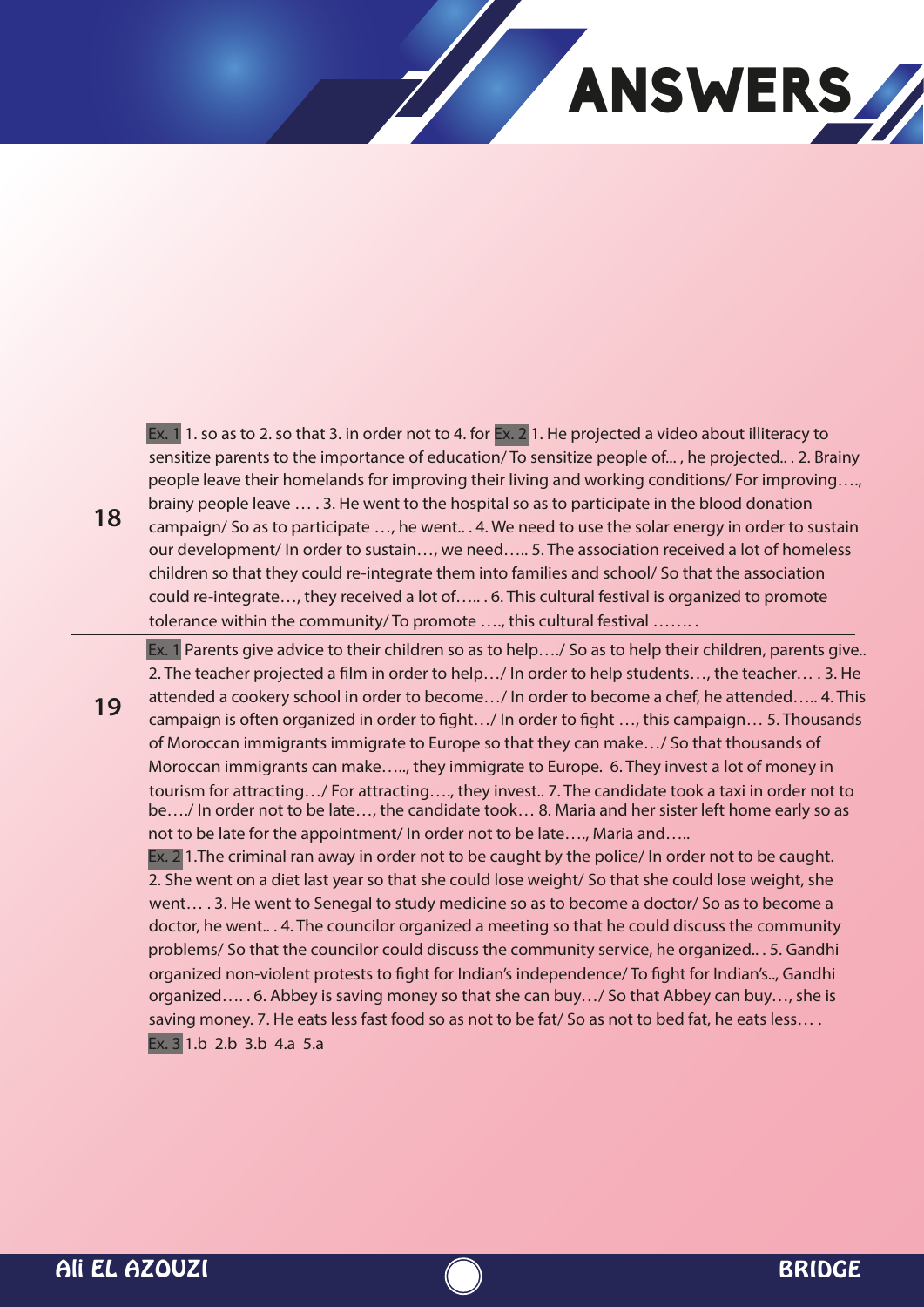# ANSWERS

| | |
|---|---|
| **18** | Ex. 1 1. so as to 2. so that 3. in order not to 4. for Ex. 2 1. He projected a video about illiteracy to sensitize parents to the importance of education/ To sensitize people of... , he projected.. . 2. Brainy people leave their homelands for improving their living and working conditions/ For improving…., brainy people leave … . 3. He went to the hospital so as to participate in the blood donation campaign/ So as to participate …, he went.. . 4. We need to use the solar energy in order to sustain our development/ In order to sustain…, we need….. 5. The association received a lot of homeless children so that they could re-integrate them into families and school/ So that the association could re-integrate…, they received a lot of….. . 6. This cultural festival is organized to promote tolerance within the community/ To promote …., this cultural festival ……. . |
| **19** | Ex. 1 Parents give advice to their children so as to help…./ So as to help their children, parents give.. 2. The teacher projected a film in order to help…/ In order to help students…, the teacher… . 3. He attended a cookery school in order to become…/ In order to become a chef, he attended….. 4. This campaign is often organized in order to fight…/ In order to fight …, this campaign… 5. Thousands of Moroccan immigrants immigrate to Europe so that they can make…/ So that thousands of Moroccan immigrants can make….., they immigrate to Europe. 6. They invest a lot of money in tourism for attracting…/ For attracting…., they invest.. 7. The candidate took a taxi in order not to be…./ In order not to be late…, the candidate took… 8. Maria and her sister left home early so as not to be late for the appointment/ In order not to be late…., Maria and…..<br>Ex. 2 1.The criminal ran away in order not to be caught by the police/ In order not to be caught. 2. She went on a diet last year so that she could lose weight/ So that she could lose weight, she went… . 3. He went to Senegal to study medicine so as to become a doctor/ So as to become a doctor, he went.. . 4. The councilor organized a meeting so that he could discuss the community problems/ So that the councilor could discuss the community service, he organized.. . 5. Gandhi organized non-violent protests to fight for Indian's independence/ To fight for Indian's.., Gandhi organized…. . 6. Abbey is saving money so that she can buy…/ So that Abbey can buy…, she is saving money. 7. He eats less fast food so as not to be fat/ So as not to bed fat, he eats less… .<br>Ex. 3 1.b 2.b 3.b 4.a 5.a |